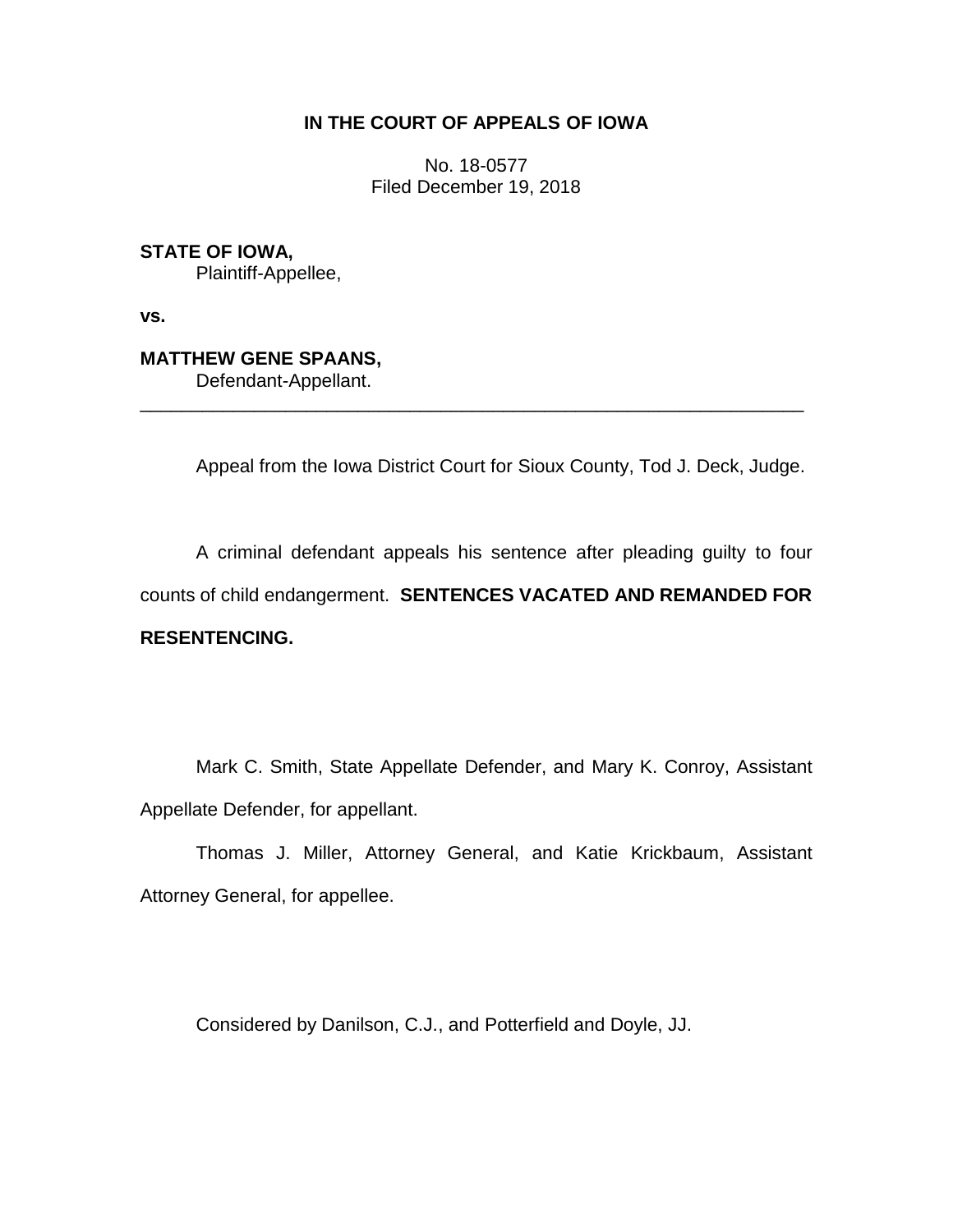# IN THE COURT OF APPEALS OF IOWA

No. 18-0577
Filed December 19, 2018

**STATE OF IOWA,**
Plaintiff-Appellee,

**vs.**

**MATTHEW GENE SPAANS,**
Defendant-Appellant.

---

Appeal from the Iowa District Court for Sioux County, Tod J. Deck, Judge.

A criminal defendant appeals his sentence after pleading guilty to four counts of child endangerment. **SENTENCES VACATED AND REMANDED FOR RESENTENCING.**

Mark C. Smith, State Appellate Defender, and Mary K. Conroy, Assistant Appellate Defender, for appellant.

Thomas J. Miller, Attorney General, and Katie Krickbaum, Assistant Attorney General, for appellee.

Considered by Danilson, C.J., and Potterfield and Doyle, JJ.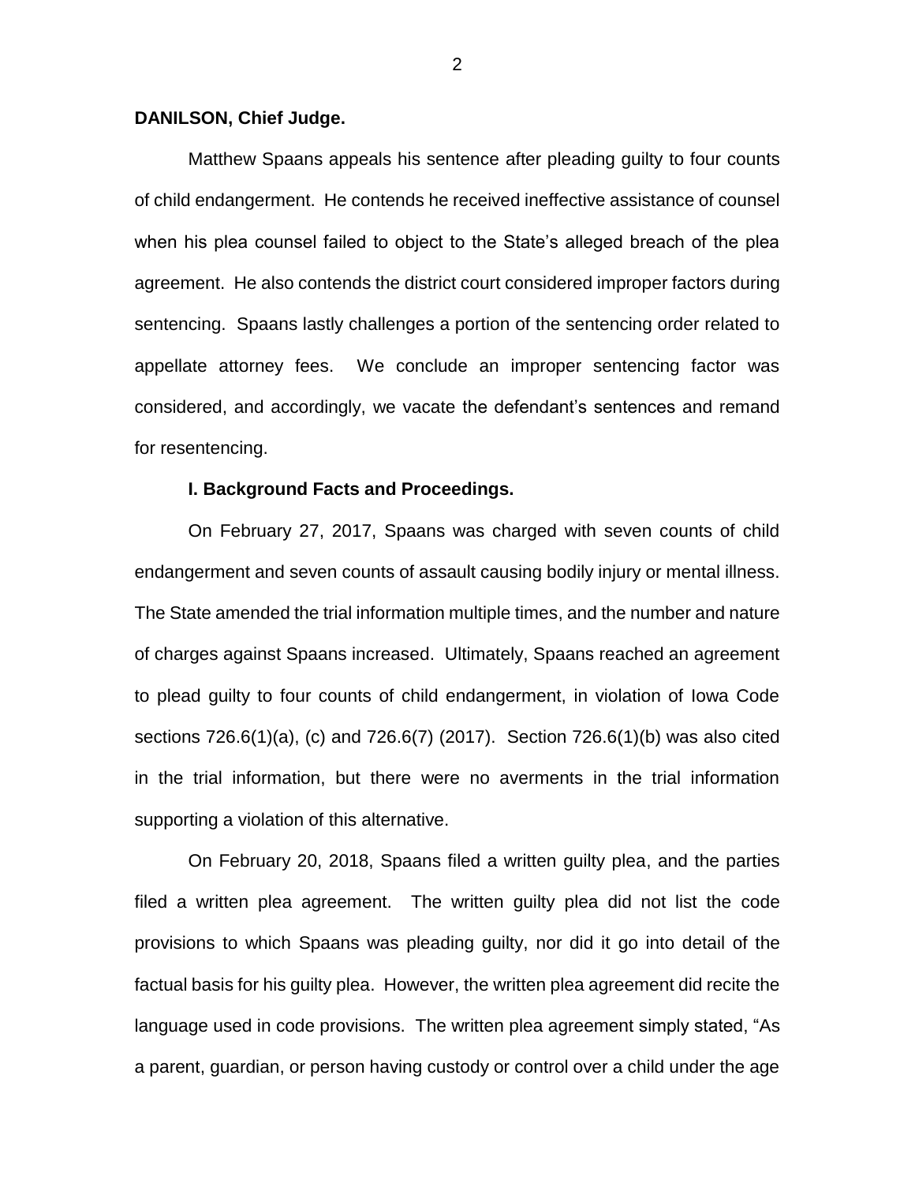**DANILSON, Chief Judge.**

Matthew Spaans appeals his sentence after pleading guilty to four counts of child endangerment. He contends he received ineffective assistance of counsel when his plea counsel failed to object to the State's alleged breach of the plea agreement. He also contends the district court considered improper factors during sentencing. Spaans lastly challenges a portion of the sentencing order related to appellate attorney fees. We conclude an improper sentencing factor was considered, and accordingly, we vacate the defendant's sentences and remand for resentencing.

**I. Background Facts and Proceedings.**

On February 27, 2017, Spaans was charged with seven counts of child endangerment and seven counts of assault causing bodily injury or mental illness. The State amended the trial information multiple times, and the number and nature of charges against Spaans increased. Ultimately, Spaans reached an agreement to plead guilty to four counts of child endangerment, in violation of Iowa Code sections 726.6(1)(a), (c) and 726.6(7) (2017). Section 726.6(1)(b) was also cited in the trial information, but there were no averments in the trial information supporting a violation of this alternative.

On February 20, 2018, Spaans filed a written guilty plea, and the parties filed a written plea agreement. The written guilty plea did not list the code provisions to which Spaans was pleading guilty, nor did it go into detail of the factual basis for his guilty plea. However, the written plea agreement did recite the language used in code provisions. The written plea agreement simply stated, "As a parent, guardian, or person having custody or control over a child under the age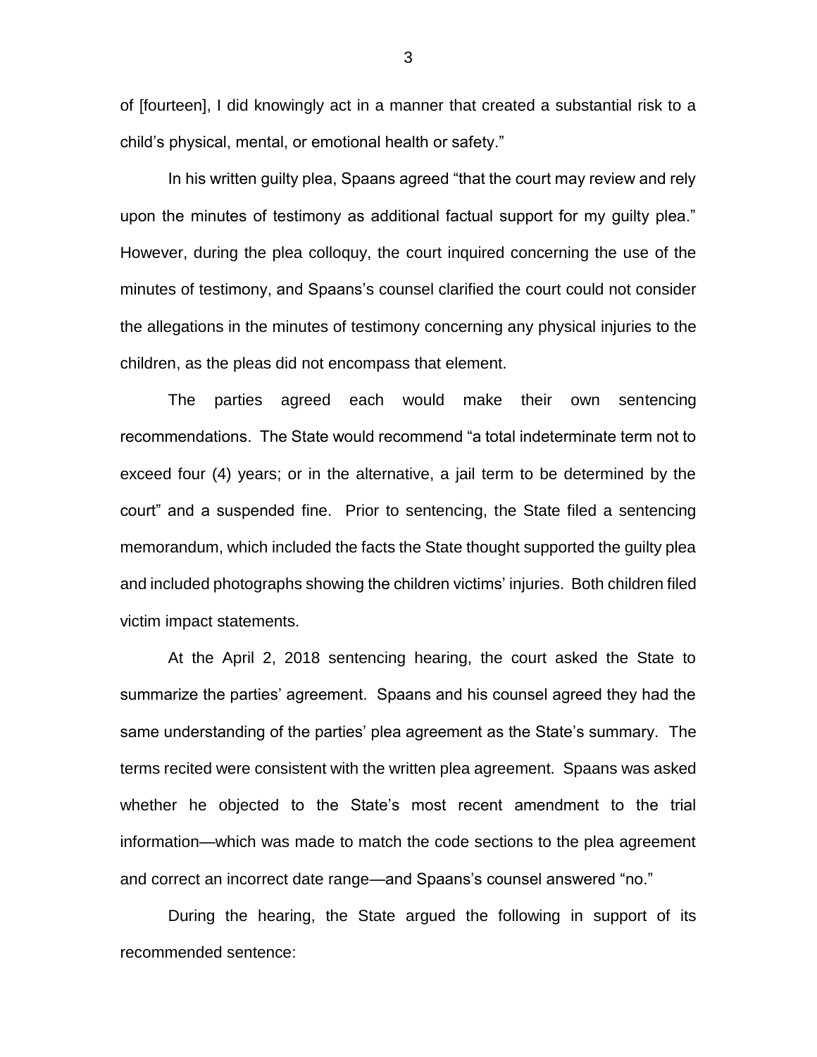of [fourteen], I did knowingly act in a manner that created a substantial risk to a child's physical, mental, or emotional health or safety."

In his written guilty plea, Spaans agreed "that the court may review and rely upon the minutes of testimony as additional factual support for my guilty plea." However, during the plea colloquy, the court inquired concerning the use of the minutes of testimony, and Spaans's counsel clarified the court could not consider the allegations in the minutes of testimony concerning any physical injuries to the children, as the pleas did not encompass that element.

The parties agreed each would make their own sentencing recommendations. The State would recommend "a total indeterminate term not to exceed four (4) years; or in the alternative, a jail term to be determined by the court" and a suspended fine. Prior to sentencing, the State filed a sentencing memorandum, which included the facts the State thought supported the guilty plea and included photographs showing the children victims' injuries. Both children filed victim impact statements.

At the April 2, 2018 sentencing hearing, the court asked the State to summarize the parties' agreement. Spaans and his counsel agreed they had the same understanding of the parties' plea agreement as the State's summary. The terms recited were consistent with the written plea agreement. Spaans was asked whether he objected to the State's most recent amendment to the trial information—which was made to match the code sections to the plea agreement and correct an incorrect date range—and Spaans's counsel answered "no."

During the hearing, the State argued the following in support of its recommended sentence: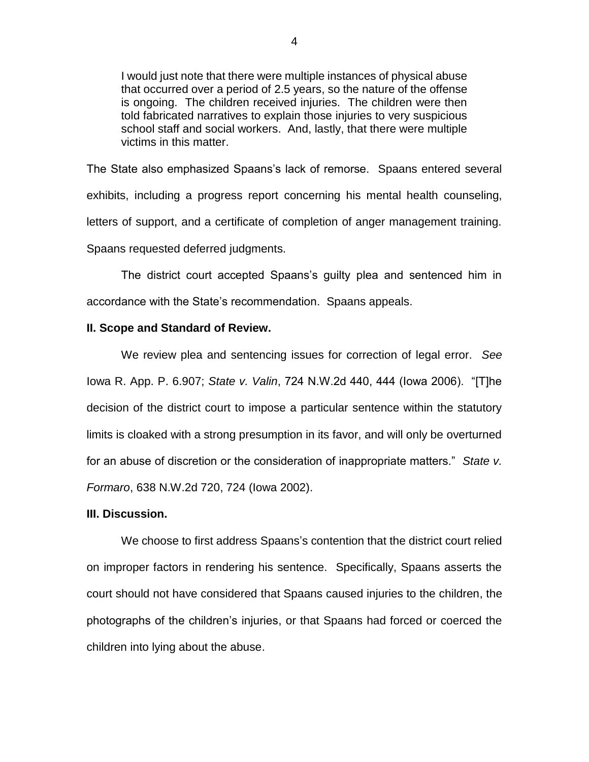> I would just note that there were multiple instances of physical abuse that occurred over a period of 2.5 years, so the nature of the offense is ongoing. The children received injuries. The children were then told fabricated narratives to explain those injuries to very suspicious school staff and social workers. And, lastly, that there were multiple victims in this matter.

The State also emphasized Spaans's lack of remorse. Spaans entered several exhibits, including a progress report concerning his mental health counseling, letters of support, and a certificate of completion of anger management training. Spaans requested deferred judgments.

The district court accepted Spaans's guilty plea and sentenced him in accordance with the State's recommendation. Spaans appeals.

**II. Scope and Standard of Review.**

We review plea and sentencing issues for correction of legal error. *See* Iowa R. App. P. 6.907; *State v. Valin*, 724 N.W.2d 440, 444 (Iowa 2006). "[T]he decision of the district court to impose a particular sentence within the statutory limits is cloaked with a strong presumption in its favor, and will only be overturned for an abuse of discretion or the consideration of inappropriate matters." *State v. Formaro*, 638 N.W.2d 720, 724 (Iowa 2002).

**III. Discussion.**

We choose to first address Spaans's contention that the district court relied on improper factors in rendering his sentence. Specifically, Spaans asserts the court should not have considered that Spaans caused injuries to the children, the photographs of the children's injuries, or that Spaans had forced or coerced the children into lying about the abuse.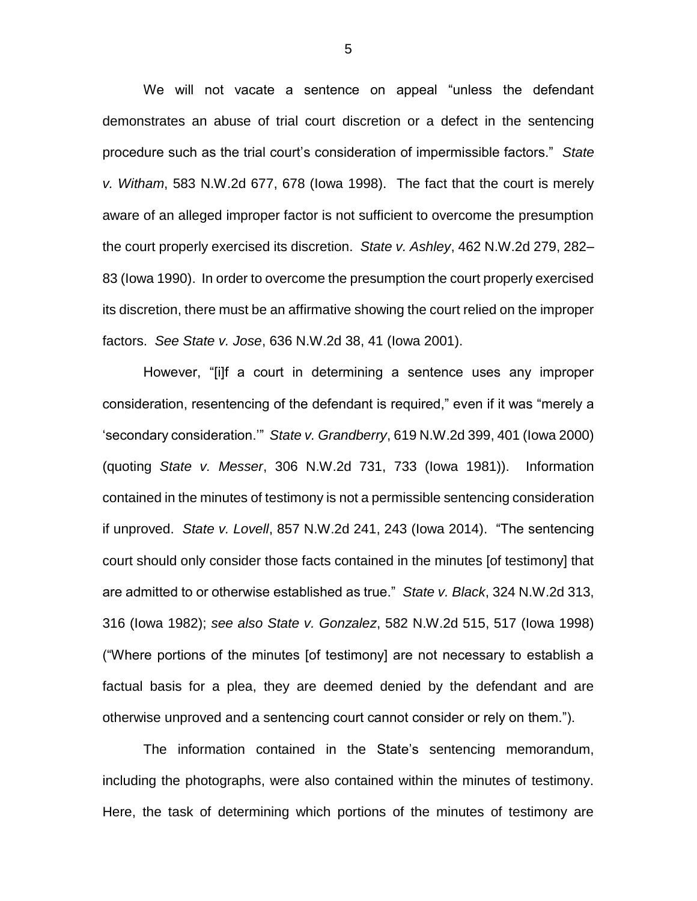We will not vacate a sentence on appeal "unless the defendant demonstrates an abuse of trial court discretion or a defect in the sentencing procedure such as the trial court's consideration of impermissible factors." *State v. Witham*, 583 N.W.2d 677, 678 (Iowa 1998). The fact that the court is merely aware of an alleged improper factor is not sufficient to overcome the presumption the court properly exercised its discretion. *State v. Ashley*, 462 N.W.2d 279, 282–83 (Iowa 1990). In order to overcome the presumption the court properly exercised its discretion, there must be an affirmative showing the court relied on the improper factors. *See State v. Jose*, 636 N.W.2d 38, 41 (Iowa 2001).

However, "[i]f a court in determining a sentence uses any improper consideration, resentencing of the defendant is required," even if it was "merely a 'secondary consideration.'" *State v. Grandberry*, 619 N.W.2d 399, 401 (Iowa 2000) (quoting *State v. Messer*, 306 N.W.2d 731, 733 (Iowa 1981)). Information contained in the minutes of testimony is not a permissible sentencing consideration if unproved. *State v. Lovell*, 857 N.W.2d 241, 243 (Iowa 2014). "The sentencing court should only consider those facts contained in the minutes [of testimony] that are admitted to or otherwise established as true." *State v. Black*, 324 N.W.2d 313, 316 (Iowa 1982); *see also State v. Gonzalez*, 582 N.W.2d 515, 517 (Iowa 1998) ("Where portions of the minutes [of testimony] are not necessary to establish a factual basis for a plea, they are deemed denied by the defendant and are otherwise unproved and a sentencing court cannot consider or rely on them.").

The information contained in the State's sentencing memorandum, including the photographs, were also contained within the minutes of testimony. Here, the task of determining which portions of the minutes of testimony are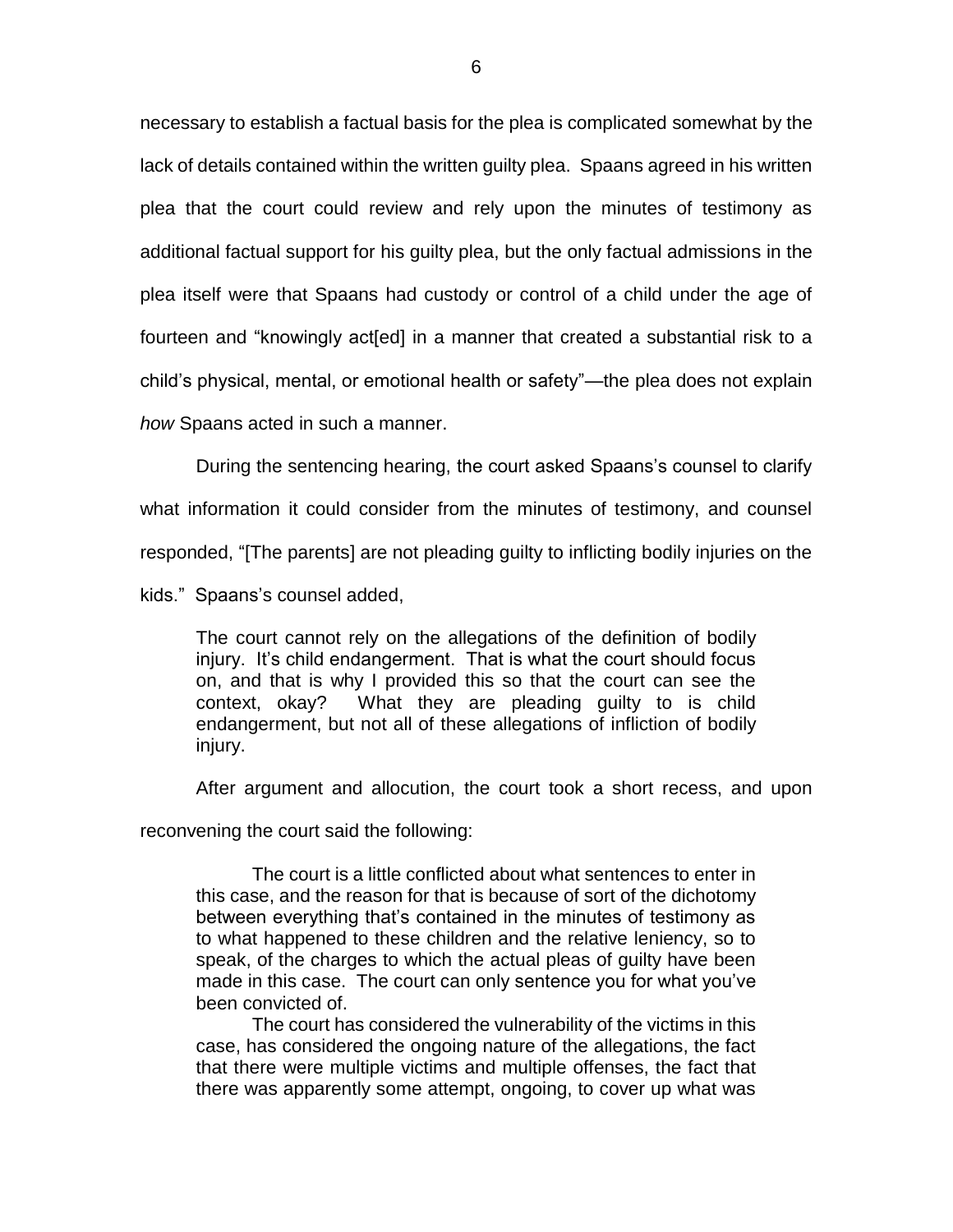necessary to establish a factual basis for the plea is complicated somewhat by the lack of details contained within the written guilty plea. Spaans agreed in his written plea that the court could review and rely upon the minutes of testimony as additional factual support for his guilty plea, but the only factual admissions in the plea itself were that Spaans had custody or control of a child under the age of fourteen and "knowingly act[ed] in a manner that created a substantial risk to a child's physical, mental, or emotional health or safety"—the plea does not explain *how* Spaans acted in such a manner.

During the sentencing hearing, the court asked Spaans's counsel to clarify what information it could consider from the minutes of testimony, and counsel responded, "[The parents] are not pleading guilty to inflicting bodily injuries on the kids." Spaans's counsel added,

> The court cannot rely on the allegations of the definition of bodily injury. It's child endangerment. That is what the court should focus on, and that is why I provided this so that the court can see the context, okay? What they are pleading guilty to is child endangerment, but not all of these allegations of infliction of bodily injury.

After argument and allocution, the court took a short recess, and upon reconvening the court said the following:

> The court is a little conflicted about what sentences to enter in this case, and the reason for that is because of sort of the dichotomy between everything that's contained in the minutes of testimony as to what happened to these children and the relative leniency, so to speak, of the charges to which the actual pleas of guilty have been made in this case. The court can only sentence you for what you've been convicted of.
>
> The court has considered the vulnerability of the victims in this case, has considered the ongoing nature of the allegations, the fact that there were multiple victims and multiple offenses, the fact that there was apparently some attempt, ongoing, to cover up what was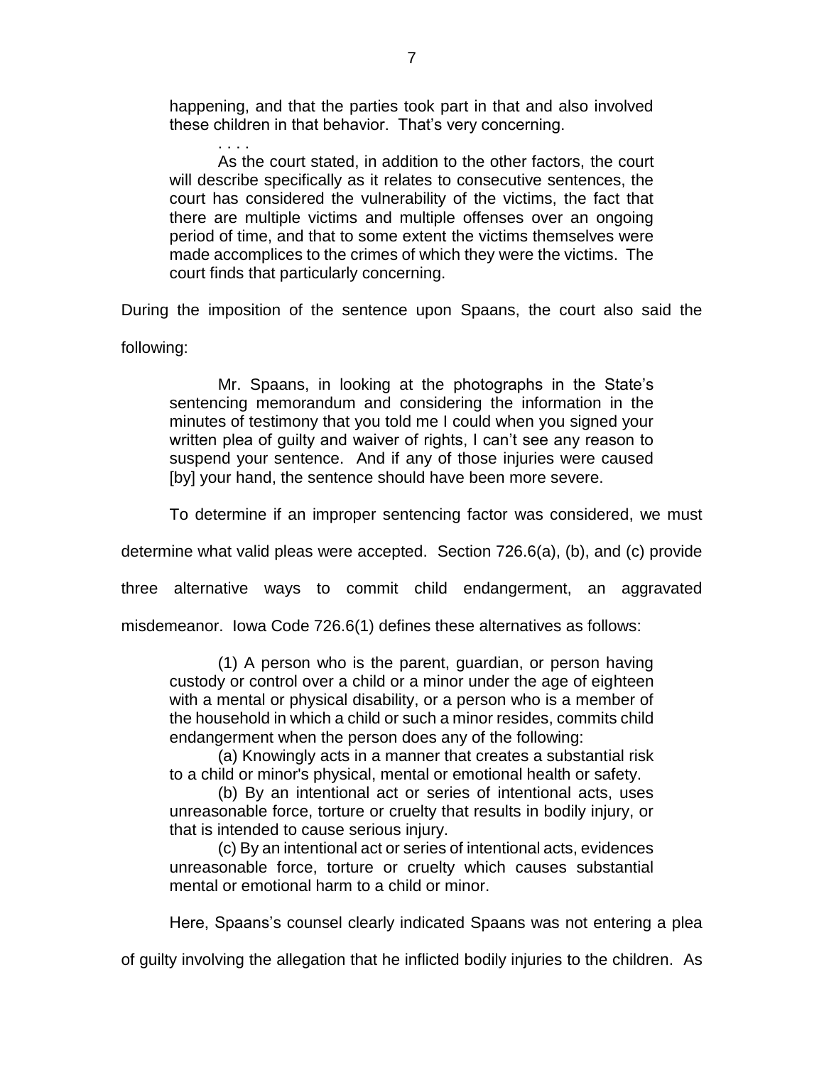> happening, and that the parties took part in that and also involved these children in that behavior. That's very concerning.
>
> . . . .
>
> As the court stated, in addition to the other factors, the court will describe specifically as it relates to consecutive sentences, the court has considered the vulnerability of the victims, the fact that there are multiple victims and multiple offenses over an ongoing period of time, and that to some extent the victims themselves were made accomplices to the crimes of which they were the victims. The court finds that particularly concerning.

During the imposition of the sentence upon Spaans, the court also said the following:

> Mr. Spaans, in looking at the photographs in the State's sentencing memorandum and considering the information in the minutes of testimony that you told me I could when you signed your written plea of guilty and waiver of rights, I can't see any reason to suspend your sentence. And if any of those injuries were caused [by] your hand, the sentence should have been more severe.

To determine if an improper sentencing factor was considered, we must determine what valid pleas were accepted. Section 726.6(a), (b), and (c) provide three alternative ways to commit child endangerment, an aggravated misdemeanor. Iowa Code 726.6(1) defines these alternatives as follows:

> (1) A person who is the parent, guardian, or person having custody or control over a child or a minor under the age of eighteen with a mental or physical disability, or a person who is a member of the household in which a child or such a minor resides, commits child endangerment when the person does any of the following:
>
> (a) Knowingly acts in a manner that creates a substantial risk to a child or minor's physical, mental or emotional health or safety.
>
> (b) By an intentional act or series of intentional acts, uses unreasonable force, torture or cruelty that results in bodily injury, or that is intended to cause serious injury.
>
> (c) By an intentional act or series of intentional acts, evidences unreasonable force, torture or cruelty which causes substantial mental or emotional harm to a child or minor.

Here, Spaans's counsel clearly indicated Spaans was not entering a plea of guilty involving the allegation that he inflicted bodily injuries to the children. As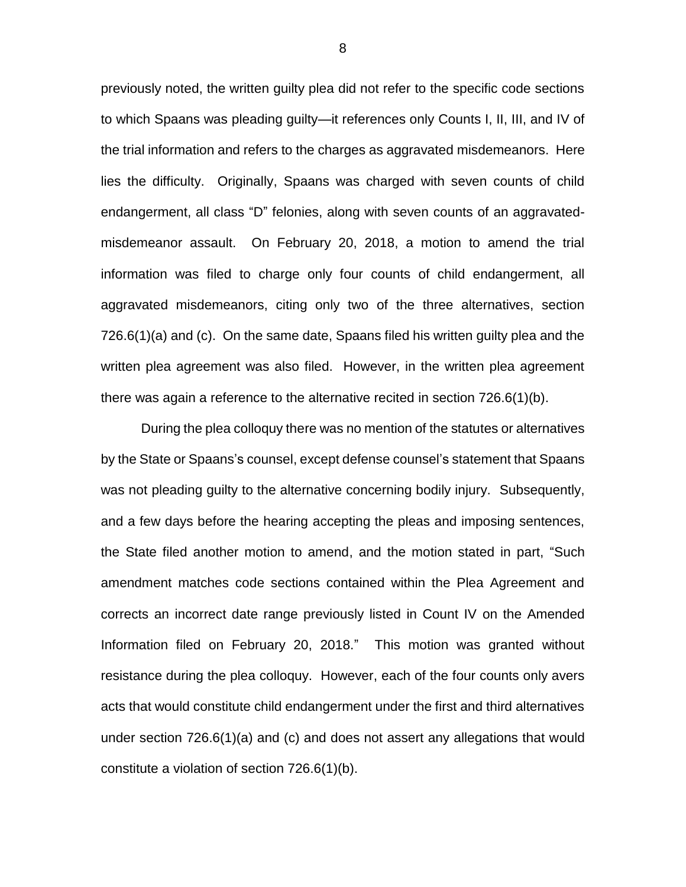previously noted, the written guilty plea did not refer to the specific code sections to which Spaans was pleading guilty—it references only Counts I, II, III, and IV of the trial information and refers to the charges as aggravated misdemeanors. Here lies the difficulty. Originally, Spaans was charged with seven counts of child endangerment, all class "D" felonies, along with seven counts of an aggravated-misdemeanor assault. On February 20, 2018, a motion to amend the trial information was filed to charge only four counts of child endangerment, all aggravated misdemeanors, citing only two of the three alternatives, section 726.6(1)(a) and (c). On the same date, Spaans filed his written guilty plea and the written plea agreement was also filed. However, in the written plea agreement there was again a reference to the alternative recited in section 726.6(1)(b).

During the plea colloquy there was no mention of the statutes or alternatives by the State or Spaans's counsel, except defense counsel's statement that Spaans was not pleading guilty to the alternative concerning bodily injury. Subsequently, and a few days before the hearing accepting the pleas and imposing sentences, the State filed another motion to amend, and the motion stated in part, "Such amendment matches code sections contained within the Plea Agreement and corrects an incorrect date range previously listed in Count IV on the Amended Information filed on February 20, 2018." This motion was granted without resistance during the plea colloquy. However, each of the four counts only avers acts that would constitute child endangerment under the first and third alternatives under section 726.6(1)(a) and (c) and does not assert any allegations that would constitute a violation of section 726.6(1)(b).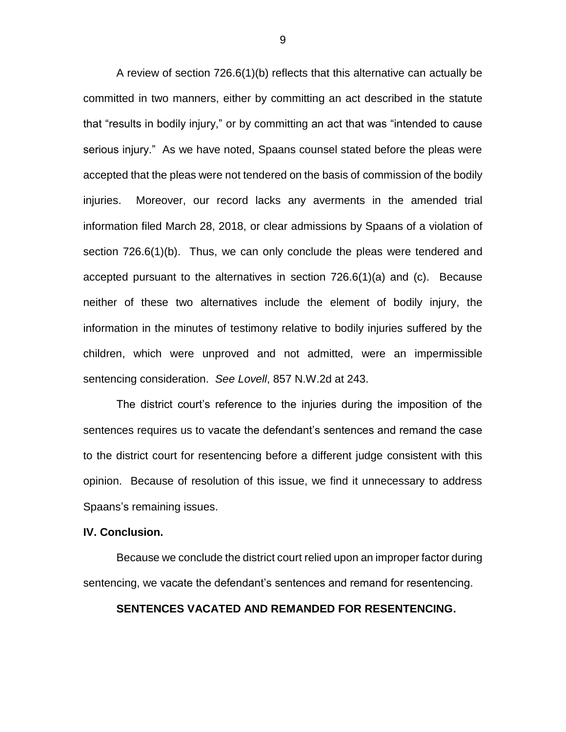A review of section 726.6(1)(b) reflects that this alternative can actually be committed in two manners, either by committing an act described in the statute that "results in bodily injury," or by committing an act that was "intended to cause serious injury." As we have noted, Spaans counsel stated before the pleas were accepted that the pleas were not tendered on the basis of commission of the bodily injuries. Moreover, our record lacks any averments in the amended trial information filed March 28, 2018, or clear admissions by Spaans of a violation of section 726.6(1)(b). Thus, we can only conclude the pleas were tendered and accepted pursuant to the alternatives in section 726.6(1)(a) and (c). Because neither of these two alternatives include the element of bodily injury, the information in the minutes of testimony relative to bodily injuries suffered by the children, which were unproved and not admitted, were an impermissible sentencing consideration. *See Lovell*, 857 N.W.2d at 243.

The district court's reference to the injuries during the imposition of the sentences requires us to vacate the defendant's sentences and remand the case to the district court for resentencing before a different judge consistent with this opinion. Because of resolution of this issue, we find it unnecessary to address Spaans's remaining issues.

**IV. Conclusion.**

Because we conclude the district court relied upon an improper factor during sentencing, we vacate the defendant's sentences and remand for resentencing.

**SENTENCES VACATED AND REMANDED FOR RESENTENCING.**